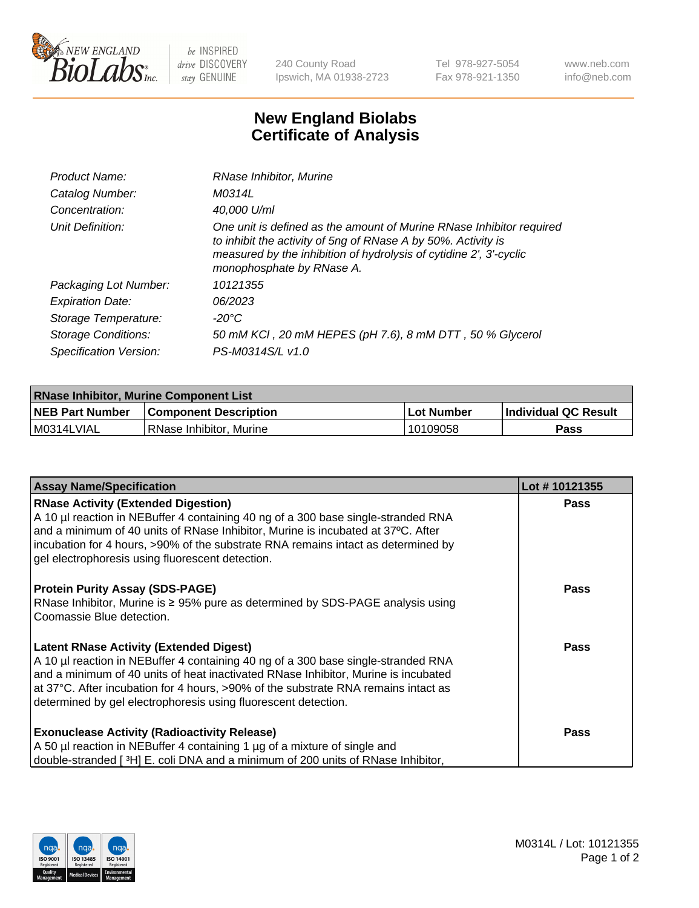240 County Road
Ipswich, MA 01938-2723

Tel 978-927-5054
Fax 978-921-1350

www.neb.com
info@neb.com

# New England Biolabs
# Certificate of Analysis

| | |
|---|---|
| *Product Name:* | *RNase Inhibitor, Murine* |
| *Catalog Number:* | *M0314L* |
| *Concentration:* | *40,000 U/ml* |
| *Unit Definition:* | *One unit is defined as the amount of Murine RNase Inhibitor required to inhibit the activity of 5ng of RNase A by 50%. Activity is measured by the inhibition of hydrolysis of cytidine 2', 3'-cyclic monophosphate by RNase A.* |
| *Packaging Lot Number:* | *10121355* |
| *Expiration Date:* | *06/2023* |
| *Storage Temperature:* | *-20°C* |
| *Storage Conditions:* | *50 mM KCl , 20 mM HEPES (pH 7.6), 8 mM DTT , 50 % Glycerol* |
| *Specification Version:* | *PS-M0314S/L v1.0* |

| RNase Inhibitor, Murine Component List | | | |
|---|---|---|---|
| **NEB Part Number** | **Component Description** | **Lot Number** | **Individual QC Result** |
| M0314LVIAL | RNase Inhibitor, Murine | 10109058 | **Pass** |

| Assay Name/Specification | Lot # 10121355 |
|---|---|
| **RNase Activity (Extended Digestion)**<br>A 10 µl reaction in NEBuffer 4 containing 40 ng of a 300 base single-stranded RNA and a minimum of 40 units of RNase Inhibitor, Murine is incubated at 37ºC. After incubation for 4 hours, >90% of the substrate RNA remains intact as determined by gel electrophoresis using fluorescent detection. | **Pass** |
| **Protein Purity Assay (SDS-PAGE)**<br>RNase Inhibitor, Murine is ≥ 95% pure as determined by SDS-PAGE analysis using Coomassie Blue detection. | **Pass** |
| **Latent RNase Activity (Extended Digest)**<br>A 10 µl reaction in NEBuffer 4 containing 40 ng of a 300 base single-stranded RNA and a minimum of 40 units of heat inactivated RNase Inhibitor, Murine is incubated at 37°C. After incubation for 4 hours, >90% of the substrate RNA remains intact as determined by gel electrophoresis using fluorescent detection. | **Pass** |
| **Exonuclease Activity (Radioactivity Release)**<br>A 50 µl reaction in NEBuffer 4 containing 1 µg of a mixture of single and double-stranded [ $^3$H] E. coli DNA and a minimum of 200 units of RNase Inhibitor, | **Pass** |

M0314L / Lot: 10121355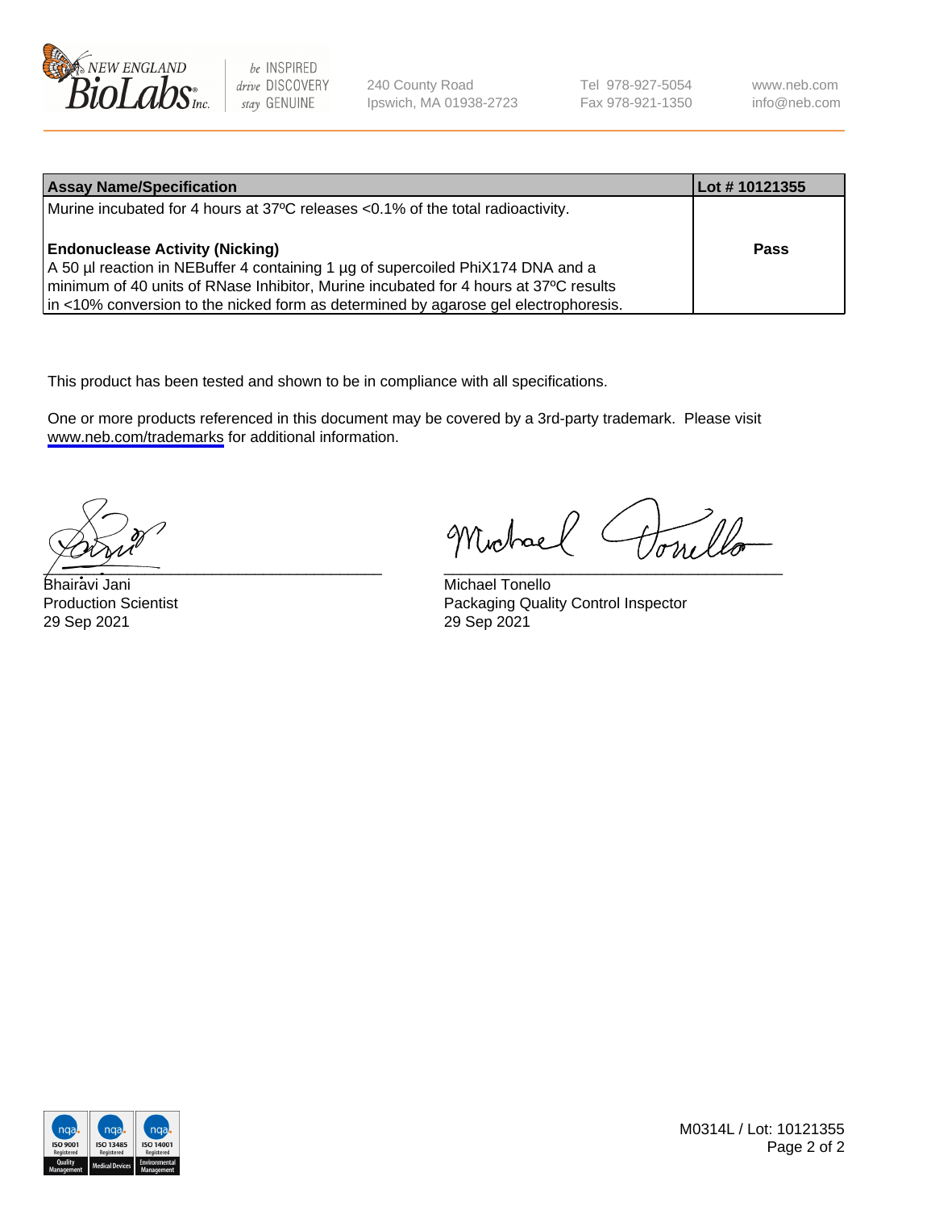| Assay Name/Specification | Lot # 10121355 |
| --- | --- |
| Murine incubated for 4 hours at 37ºC releases <0.1% of the total radioactivity. | |
| **Endonuclease Activity (Nicking)**<br>A 50 µl reaction in NEBuffer 4 containing 1 µg of supercoiled PhiX174 DNA and a minimum of 40 units of RNase Inhibitor, Murine incubated for 4 hours at 37ºC results in <10% conversion to the nicked form as determined by agarose gel electrophoresis. | **Pass** |

This product has been tested and shown to be in compliance with all specifications.

One or more products referenced in this document may be covered by a 3rd-party trademark. Please visit www.neb.com/trademarks for additional information.

Bhairavi Jani
Production Scientist
29 Sep 2021

Michael Tonello
Packaging Quality Control Inspector
29 Sep 2021

M0314L / Lot: 10121355